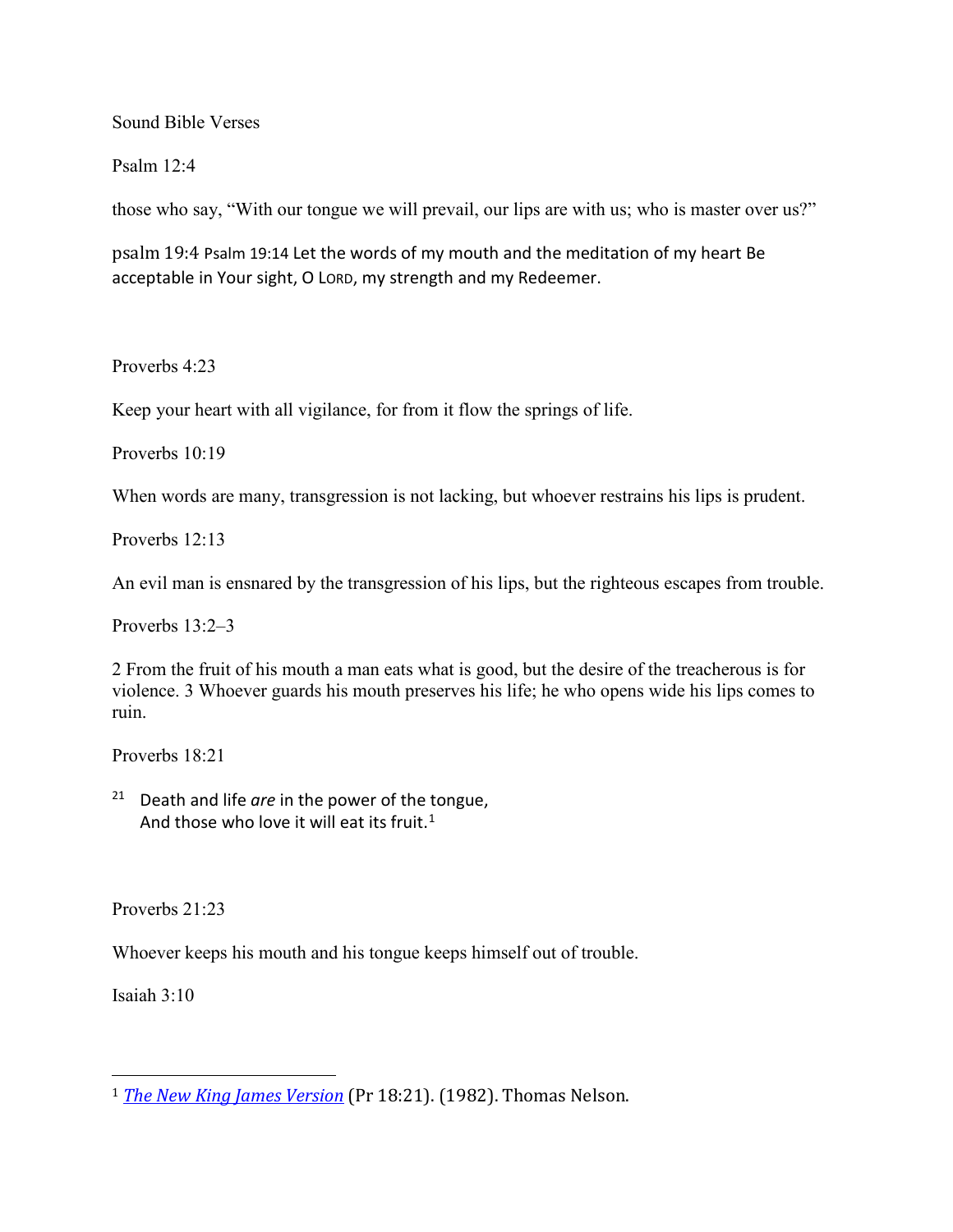Sound Bible Verses

Psalm 12:4

those who say, "With our tongue we will prevail, our lips are with us; who is master over us?"

psalm 19:4 Psalm 19:14 Let the words of my mouth and the meditation of my heart Be acceptable in Your sight, O LORD, my strength and my Redeemer.

Proverbs 4:23

Keep your heart with all vigilance, for from it flow the springs of life.

Proverbs 10:19

When words are many, transgression is not lacking, but whoever restrains his lips is prudent.

Proverbs 12:13

An evil man is ensnared by the transgression of his lips, but the righteous escapes from trouble.

Proverbs 13:2–3

2 From the fruit of his mouth a man eats what is good, but the desire of the treacherous is for violence. 3 Whoever guards his mouth preserves his life; he who opens wide his lips comes to ruin.

Proverbs 18:21

21 Death and life *are* in the power of the tongue,
And those who love it will eat its fruit.[1]

Proverbs 21:23

Whoever keeps his mouth and his tongue keeps himself out of trouble.

Isaiah 3:10

---

[1] *The New King James Version* (Pr 18:21). (1982). Thomas Nelson.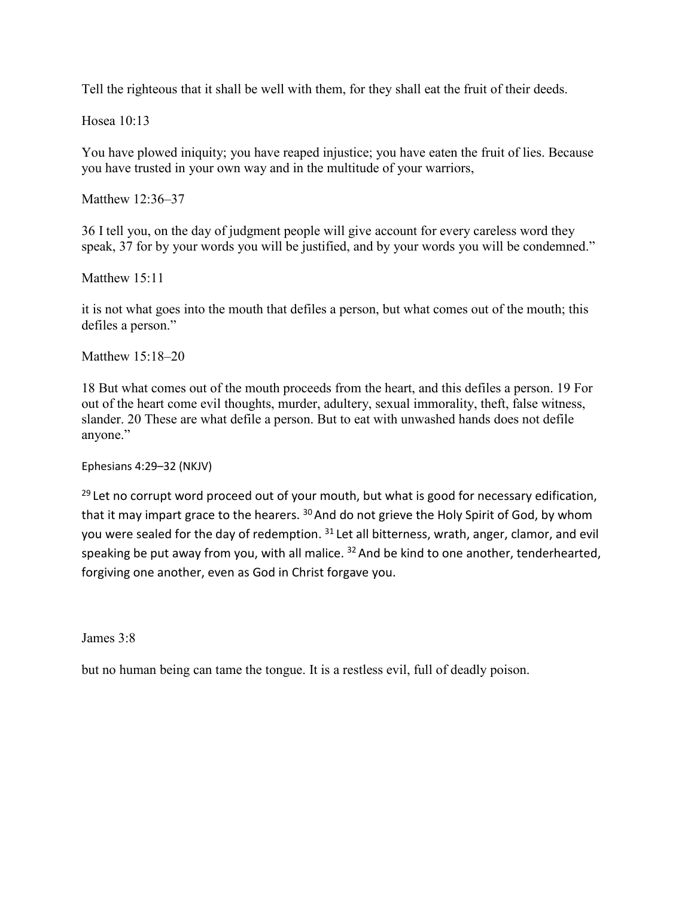Tell the righteous that it shall be well with them, for they shall eat the fruit of their deeds.

Hosea 10:13

You have plowed iniquity; you have reaped injustice; you have eaten the fruit of lies. Because you have trusted in your own way and in the multitude of your warriors,

Matthew 12:36–37

36 I tell you, on the day of judgment people will give account for every careless word they speak, 37 for by your words you will be justified, and by your words you will be condemned."

Matthew 15:11

it is not what goes into the mouth that defiles a person, but what comes out of the mouth; this defiles a person."

Matthew 15:18–20

18 But what comes out of the mouth proceeds from the heart, and this defiles a person. 19 For out of the heart come evil thoughts, murder, adultery, sexual immorality, theft, false witness, slander. 20 These are what defile a person. But to eat with unwashed hands does not defile anyone."

Ephesians 4:29–32 (NKJV)

29 Let no corrupt word proceed out of your mouth, but what is good for necessary edification, that it may impart grace to the hearers. 30 And do not grieve the Holy Spirit of God, by whom you were sealed for the day of redemption. 31 Let all bitterness, wrath, anger, clamor, and evil speaking be put away from you, with all malice. 32 And be kind to one another, tenderhearted, forgiving one another, even as God in Christ forgave you.

James 3:8

but no human being can tame the tongue. It is a restless evil, full of deadly poison.